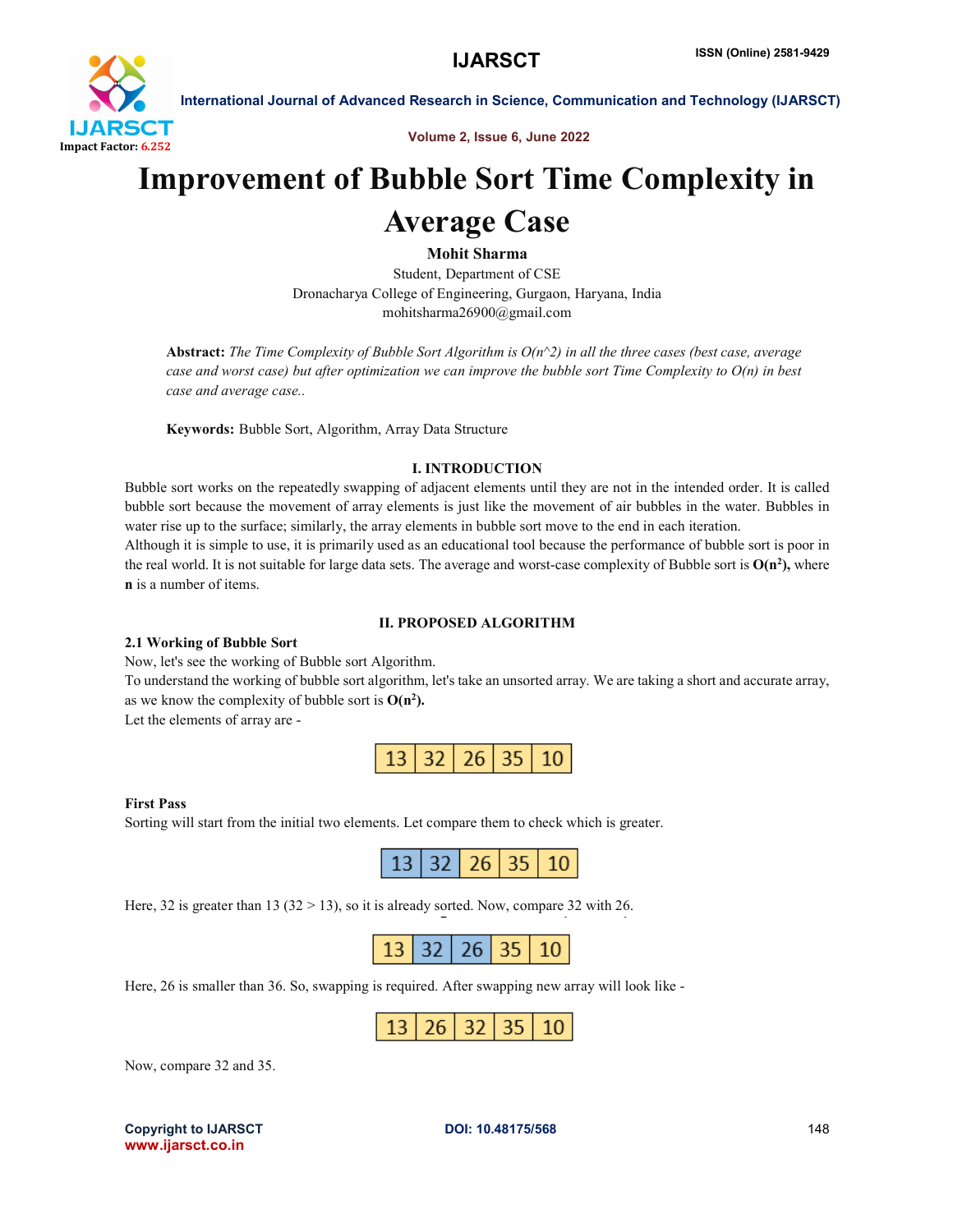# Improvement of Bubble Sort Time Complexity in Average Case

**Mohit Sharma**

Student, Department of CSE

Dronacharya College of Engineering, Gurgaon, Haryana, India

mohitsharma26900@gmail.com

**Abstract:** *The Time Complexity of Bubble Sort Algorithm is O(n^2) in all the three cases (best case, average case and worst case) but after optimization we can improve the bubble sort Time Complexity to O(n) in best case and average case..*

**Keywords:** Bubble Sort, Algorithm, Array Data Structure

## I. INTRODUCTION

Bubble sort works on the repeatedly swapping of adjacent elements until they are not in the intended order. It is called bubble sort because the movement of array elements is just like the movement of air bubbles in the water. Bubbles in water rise up to the surface; similarly, the array elements in bubble sort move to the end in each iteration.

Although it is simple to use, it is primarily used as an educational tool because the performance of bubble sort is poor in the real world. It is not suitable for large data sets. The average and worst-case complexity of Bubble sort is **O($n^2$),** where **n** is a number of items.

## II. PROPOSED ALGORITHM

### 2.1 Working of Bubble Sort

Now, let's see the working of Bubble sort Algorithm.

To understand the working of bubble sort algorithm, let's take an unsorted array. We are taking a short and accurate array, as we know the complexity of bubble sort is **O($n^2$).**

Let the elements of array are -

| 13 | 32 | 26 | 35 | 10 |
|---|---|---|---|---|

**First Pass**

Sorting will start from the initial two elements. Let compare them to check which is greater.

| 13 | 32 | 26 | 35 | 10 |
|---|---|---|---|---|

Here, 32 is greater than 13 (32 > 13), so it is already sorted. Now, compare 32 with 26.

| 13 | 32 | 26 | 35 | 10 |
|---|---|---|---|---|

Here, 26 is smaller than 36. So, swapping is required. After swapping new array will look like -

| 13 | 26 | 32 | 35 | 10 |
|---|---|---|---|---|

Now, compare 32 and 35.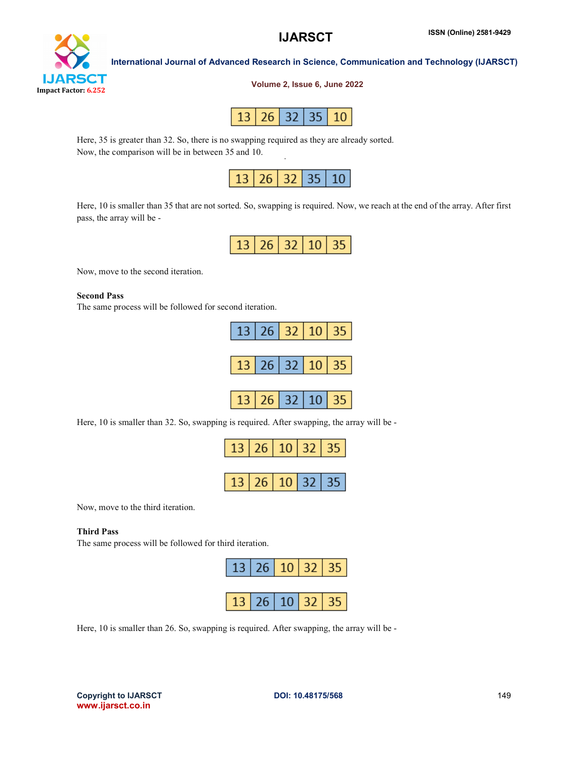| 13 | 26 | 32 | 35 | 10 |
|---|---|---|---|---|

Here, 35 is greater than 32. So, there is no swapping required as they are already sorted.
Now, the comparison will be in between 35 and 10.

| 13 | 26 | 32 | 35 | 10 |
|---|---|---|---|---|

Here, 10 is smaller than 35 that are not sorted. So, swapping is required. Now, we reach at the end of the array. After first pass, the array will be -

| 13 | 26 | 32 | 10 | 35 |
|---|---|---|---|---|

Now, move to the second iteration.

**Second Pass**

The same process will be followed for second iteration.

| 13 | 26 | 32 | 10 | 35 |
|---|---|---|---|---|

| 13 | 26 | 32 | 10 | 35 |
|---|---|---|---|---|

| 13 | 26 | 32 | 10 | 35 |
|---|---|---|---|---|

Here, 10 is smaller than 32. So, swapping is required. After swapping, the array will be -

| 13 | 26 | 10 | 32 | 35 |
|---|---|---|---|---|

| 13 | 26 | 10 | 32 | 35 |
|---|---|---|---|---|

Now, move to the third iteration.

**Third Pass**

The same process will be followed for third iteration.

| 13 | 26 | 10 | 32 | 35 |
|---|---|---|---|---|

| 13 | 26 | 10 | 32 | 35 |
|---|---|---|---|---|

Here, 10 is smaller than 26. So, swapping is required. After swapping, the array will be -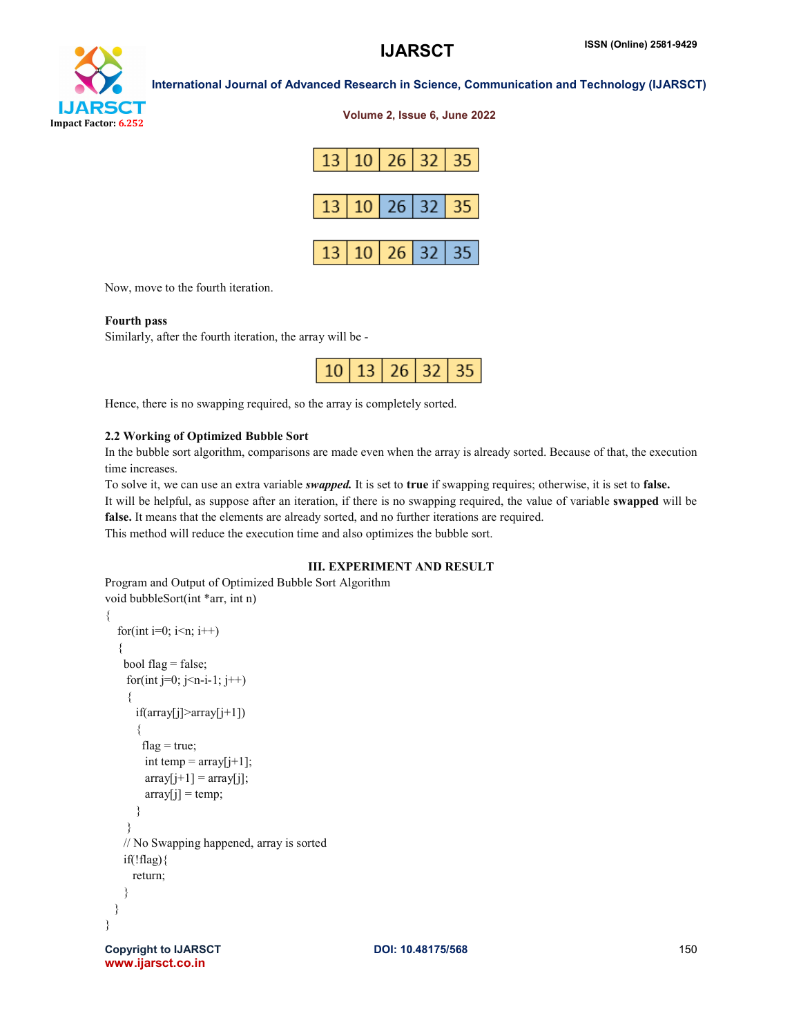| 13 | 10 | 26 | 32 | 35 |
|---|---|---|---|---|

| 13 | 10 | 26 | 32 | 35 |
|---|---|---|---|---|

| 13 | 10 | 26 | 32 | 35 |
|---|---|---|---|---|

Now, move to the fourth iteration.

**Fourth pass**

Similarly, after the fourth iteration, the array will be -

| 10 | 13 | 26 | 32 | 35 |
|---|---|---|---|---|

Hence, there is no swapping required, so the array is completely sorted.

### 2.2 Working of Optimized Bubble Sort

In the bubble sort algorithm, comparisons are made even when the array is already sorted. Because of that, the execution time increases.

To solve it, we can use an extra variable ***swapped.*** It is set to **true** if swapping requires; otherwise, it is set to **false.**

It will be helpful, as suppose after an iteration, if there is no swapping required, the value of variable **swapped** will be **false.** It means that the elements are already sorted, and no further iterations are required.

This method will reduce the execution time and also optimizes the bubble sort.

## III. EXPERIMENT AND RESULT

Program and Output of Optimized Bubble Sort Algorithm

```
void bubbleSort(int *arr, int n)
{
  for(int i=0; i<n; i++)
  {
    bool flag = false;
    for(int j=0; j<n-i-1; j++)
    {
      if(array[j]>array[j+1])
      {
        flag = true;
        int temp = array[j+1];
        array[j+1] = array[j];
        array[j] = temp;
      }
    }
    // No Swapping happened, array is sorted
    if(!flag){
      return;
    }
  }
}
```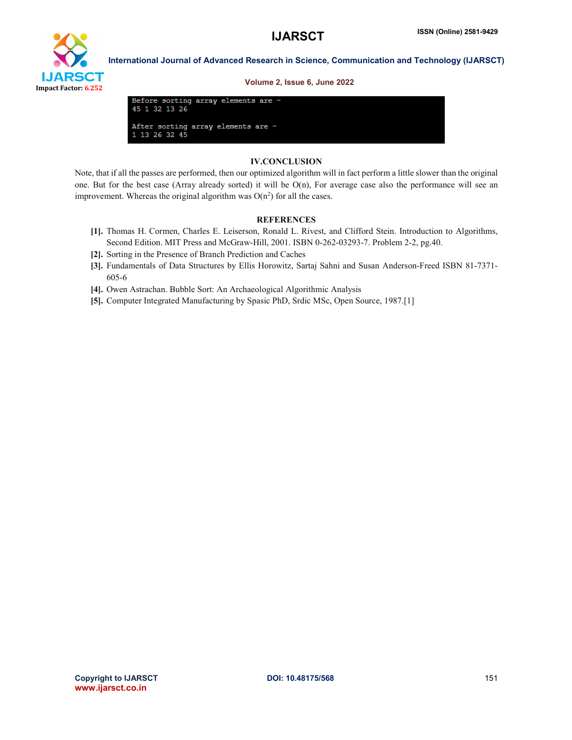```
Before sorting array elements are -
45 1 32 13 26

After sorting array elements are -
1 13 26 32 45
```

## IV.CONCLUSION

Note, that if all the passes are performed, then our optimized algorithm will in fact perform a little slower than the original one. But for the best case (Array already sorted) it will be O(n), For average case also the performance will see an improvement. Whereas the original algorithm was $O(n^2)$ for all the cases.

## REFERENCES

**[1].** Thomas H. Cormen, Charles E. Leiserson, Ronald L. Rivest, and Clifford Stein. Introduction to Algorithms, Second Edition. MIT Press and McGraw-Hill, 2001. ISBN 0-262-03293-7. Problem 2-2, pg.40.

**[2].** Sorting in the Presence of Branch Prediction and Caches

**[3].** Fundamentals of Data Structures by Ellis Horowitz, Sartaj Sahni and Susan Anderson-Freed ISBN 81-7371-605-6

**[4].** Owen Astrachan. Bubble Sort: An Archaeological Algorithmic Analysis

**[5].** Computer Integrated Manufacturing by Spasic PhD, Srdic MSc, Open Source, 1987.[1]